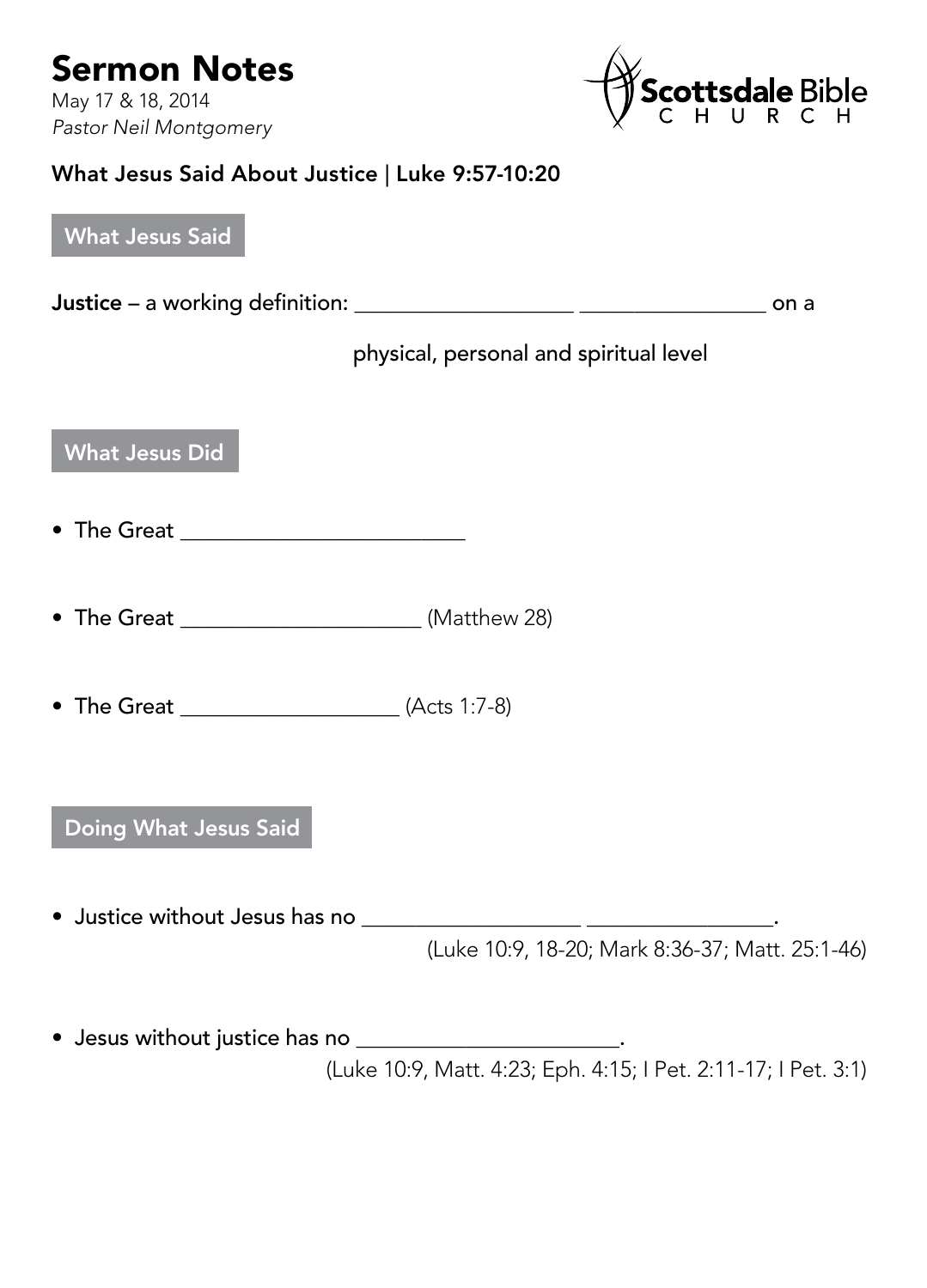# Sermon Notes

May 17 & 18, 2014
*Pastor Neil Montgomery*

Scottsdale Bible CHURCH

**What Jesus Said About Justice | Luke 9:57-10:20**

## What Jesus Said

**Justice** – a working definition: ___________________ ________________ on a physical, personal and spiritual level

## What Jesus Did

- The Great ________________________
- The Great ____________________ (Matthew 28)
- The Great ___________________ (Acts 1:7-8)

## Doing What Jesus Said

- Justice without Jesus has no ___________________ ________________.
  (Luke 10:9, 18-20; Mark 8:36-37; Matt. 25:1-46)
- Jesus without justice has no _______________________.
  (Luke 10:9, Matt. 4:23; Eph. 4:15; I Pet. 2:11-17; I Pet. 3:1)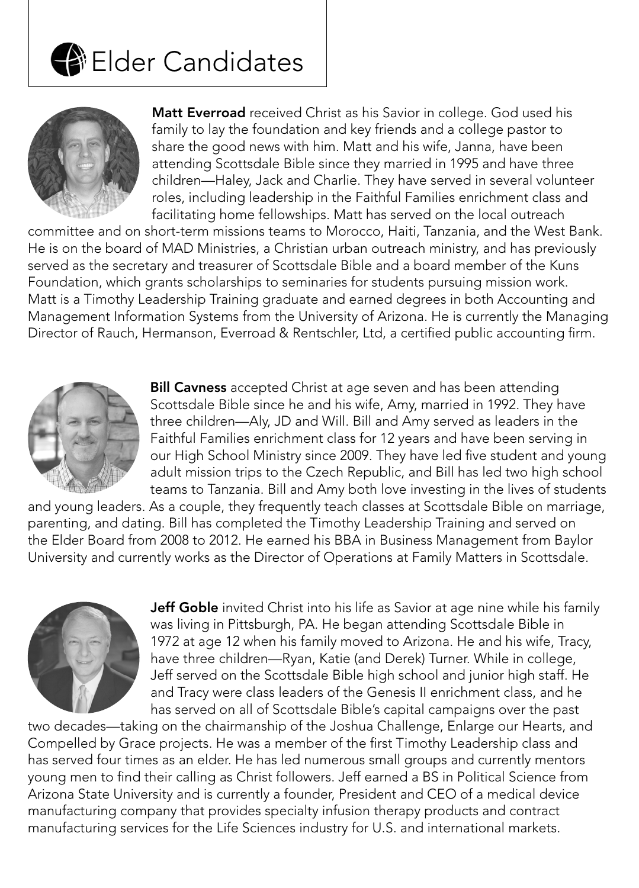# Elder Candidates

**Matt Everroad** received Christ as his Savior in college. God used his family to lay the foundation and key friends and a college pastor to share the good news with him. Matt and his wife, Janna, have been attending Scottsdale Bible since they married in 1995 and have three children—Haley, Jack and Charlie. They have served in several volunteer roles, including leadership in the Faithful Families enrichment class and facilitating home fellowships. Matt has served on the local outreach committee and on short-term missions teams to Morocco, Haiti, Tanzania, and the West Bank. He is on the board of MAD Ministries, a Christian urban outreach ministry, and has previously served as the secretary and treasurer of Scottsdale Bible and a board member of the Kuns Foundation, which grants scholarships to seminaries for students pursuing mission work. Matt is a Timothy Leadership Training graduate and earned degrees in both Accounting and Management Information Systems from the University of Arizona. He is currently the Managing Director of Rauch, Hermanson, Everroad & Rentschler, Ltd, a certified public accounting firm.

**Bill Cavness** accepted Christ at age seven and has been attending Scottsdale Bible since he and his wife, Amy, married in 1992. They have three children—Aly, JD and Will. Bill and Amy served as leaders in the Faithful Families enrichment class for 12 years and have been serving in our High School Ministry since 2009. They have led five student and young adult mission trips to the Czech Republic, and Bill has led two high school teams to Tanzania. Bill and Amy both love investing in the lives of students and young leaders. As a couple, they frequently teach classes at Scottsdale Bible on marriage, parenting, and dating. Bill has completed the Timothy Leadership Training and served on the Elder Board from 2008 to 2012. He earned his BBA in Business Management from Baylor University and currently works as the Director of Operations at Family Matters in Scottsdale.

**Jeff Goble** invited Christ into his life as Savior at age nine while his family was living in Pittsburgh, PA. He began attending Scottsdale Bible in 1972 at age 12 when his family moved to Arizona. He and his wife, Tracy, have three children—Ryan, Katie (and Derek) Turner. While in college, Jeff served on the Scottsdale Bible high school and junior high staff. He and Tracy were class leaders of the Genesis II enrichment class, and he has served on all of Scottsdale Bible's capital campaigns over the past two decades—taking on the chairmanship of the Joshua Challenge, Enlarge our Hearts, and Compelled by Grace projects. He was a member of the first Timothy Leadership class and has served four times as an elder. He has led numerous small groups and currently mentors young men to find their calling as Christ followers. Jeff earned a BS in Political Science from Arizona State University and is currently a founder, President and CEO of a medical device manufacturing company that provides specialty infusion therapy products and contract manufacturing services for the Life Sciences industry for U.S. and international markets.